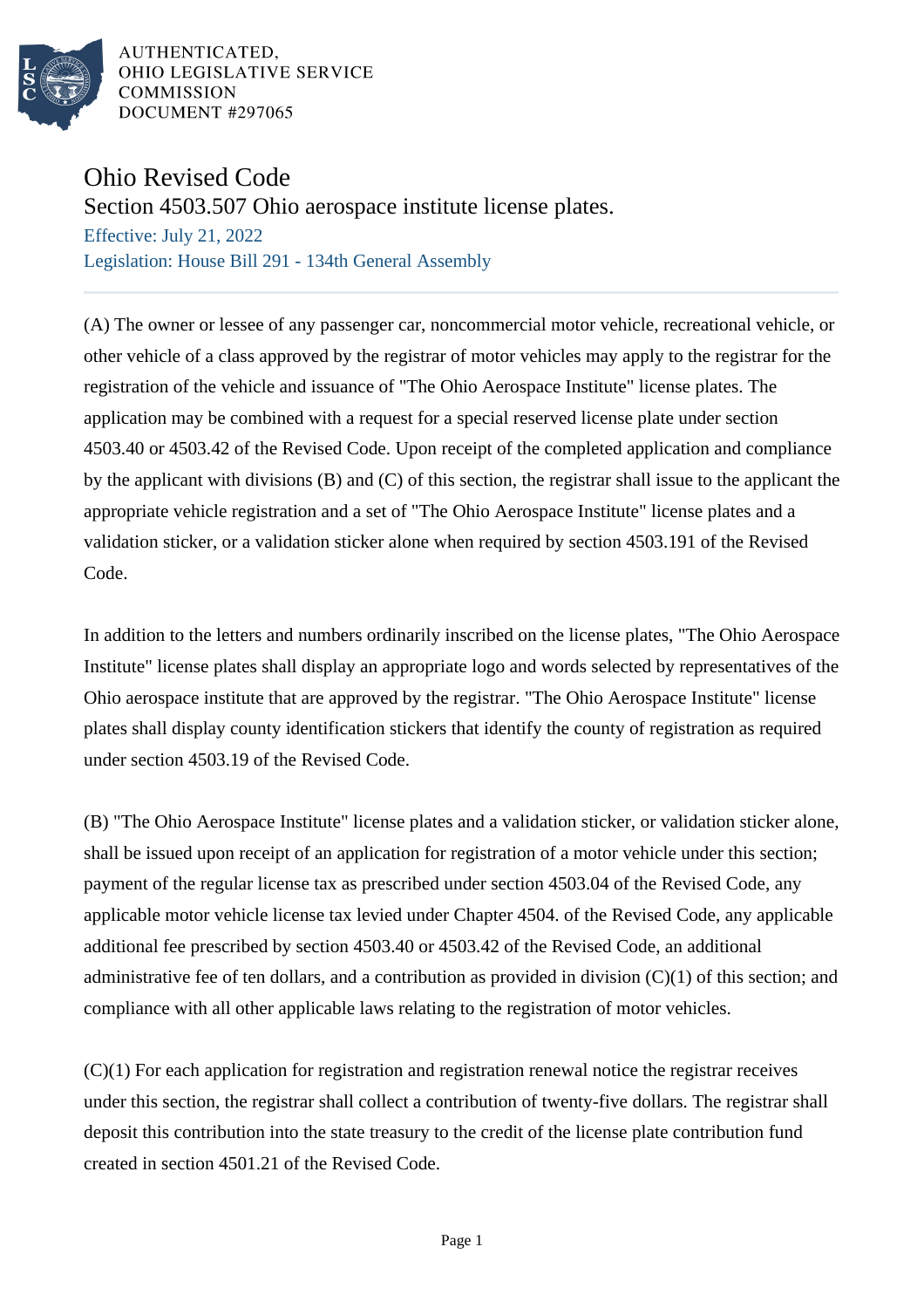AUTHENTICATED,
OHIO LEGISLATIVE SERVICE
COMMISSION
DOCUMENT #297065

# Ohio Revised Code

## Section 4503.507 Ohio aerospace institute license plates.

Effective: July 21, 2022

Legislation: House Bill 291 - 134th General Assembly

---

(A) The owner or lessee of any passenger car, noncommercial motor vehicle, recreational vehicle, or other vehicle of a class approved by the registrar of motor vehicles may apply to the registrar for the registration of the vehicle and issuance of "The Ohio Aerospace Institute" license plates. The application may be combined with a request for a special reserved license plate under section 4503.40 or 4503.42 of the Revised Code. Upon receipt of the completed application and compliance by the applicant with divisions (B) and (C) of this section, the registrar shall issue to the applicant the appropriate vehicle registration and a set of "The Ohio Aerospace Institute" license plates and a validation sticker, or a validation sticker alone when required by section 4503.191 of the Revised Code.

In addition to the letters and numbers ordinarily inscribed on the license plates, "The Ohio Aerospace Institute" license plates shall display an appropriate logo and words selected by representatives of the Ohio aerospace institute that are approved by the registrar. "The Ohio Aerospace Institute" license plates shall display county identification stickers that identify the county of registration as required under section 4503.19 of the Revised Code.

(B) "The Ohio Aerospace Institute" license plates and a validation sticker, or validation sticker alone, shall be issued upon receipt of an application for registration of a motor vehicle under this section; payment of the regular license tax as prescribed under section 4503.04 of the Revised Code, any applicable motor vehicle license tax levied under Chapter 4504. of the Revised Code, any applicable additional fee prescribed by section 4503.40 or 4503.42 of the Revised Code, an additional administrative fee of ten dollars, and a contribution as provided in division (C)(1) of this section; and compliance with all other applicable laws relating to the registration of motor vehicles.

(C)(1) For each application for registration and registration renewal notice the registrar receives under this section, the registrar shall collect a contribution of twenty-five dollars. The registrar shall deposit this contribution into the state treasury to the credit of the license plate contribution fund created in section 4501.21 of the Revised Code.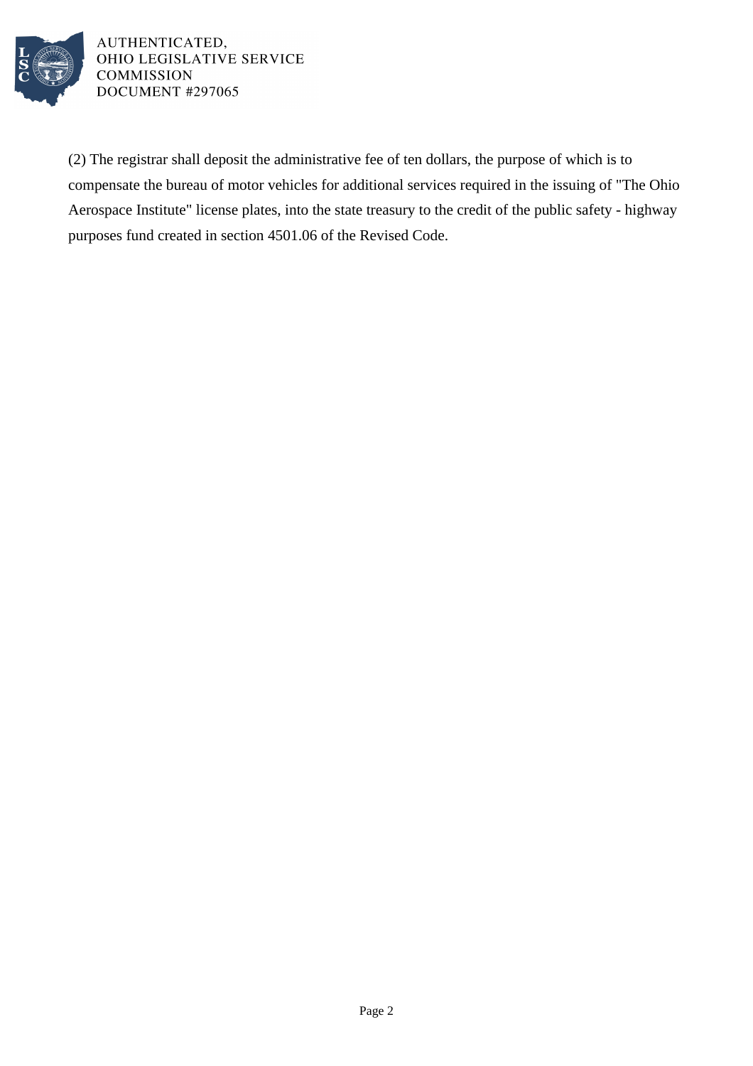(2) The registrar shall deposit the administrative fee of ten dollars, the purpose of which is to compensate the bureau of motor vehicles for additional services required in the issuing of "The Ohio Aerospace Institute" license plates, into the state treasury to the credit of the public safety - highway purposes fund created in section 4501.06 of the Revised Code.